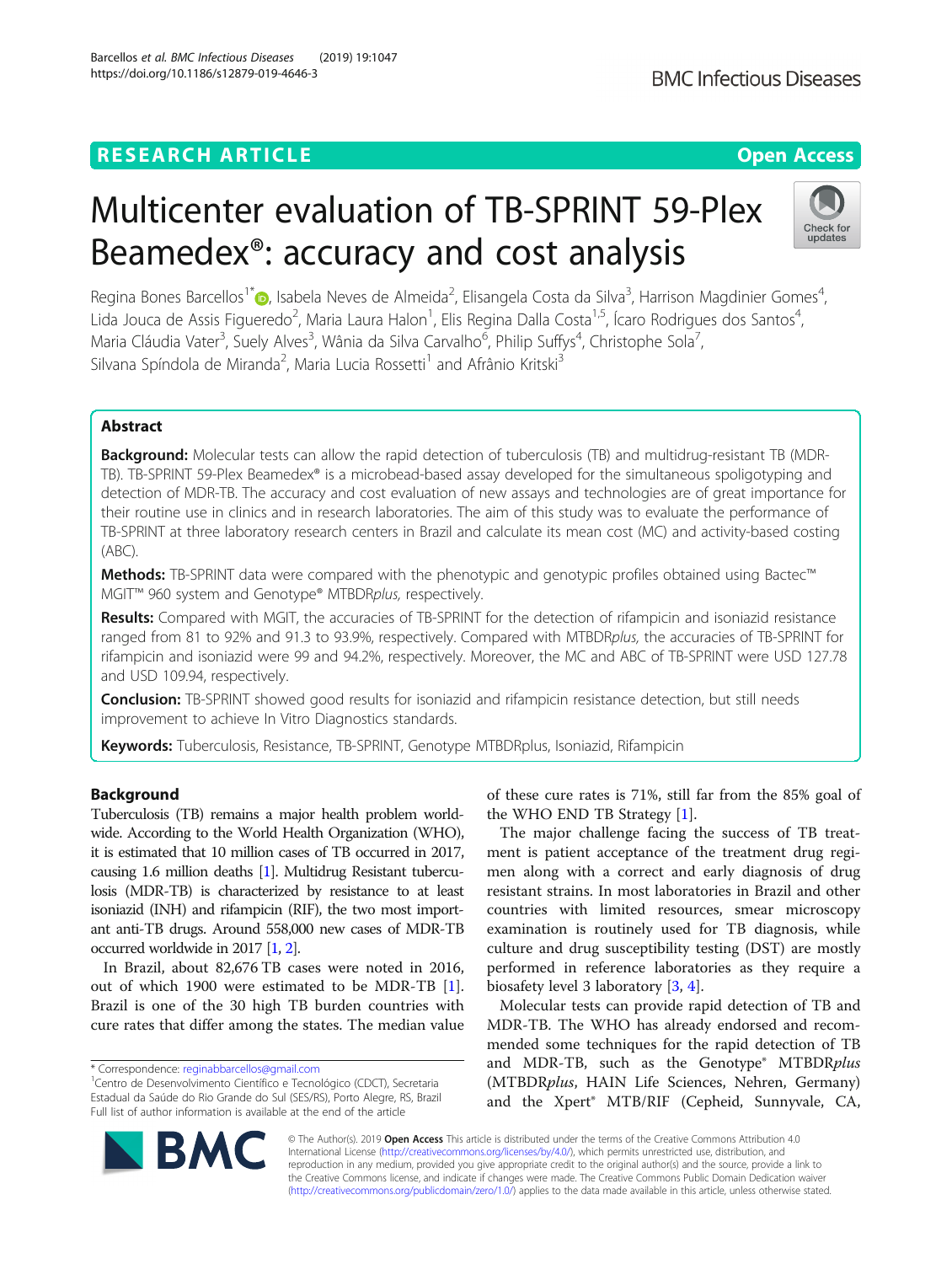RESEARCH ARTICLE

Open Access

# Multicenter evaluation of TB-SPRINT 59-Plex Beamedex®: accuracy and cost analysis

Regina Bones Barcellos[1*], Isabela Neves de Almeida[2], Elisangela Costa da Silva[3], Harrison Magdinier Gomes[4], Lida Jouca de Assis Figueredo[2], Maria Laura Halon[1], Elis Regina Dalla Costa[1,5], Ícaro Rodrigues dos Santos[4], Maria Cláudia Vater[3], Suely Alves[3], Wânia da Silva Carvalho[6], Philip Suffys[4], Christophe Sola[7], Silvana Spíndola de Miranda[2], Maria Lucia Rossetti[1] and Afrânio Kritski[3]

## Abstract

**Background:** Molecular tests can allow the rapid detection of tuberculosis (TB) and multidrug-resistant TB (MDR-TB). TB-SPRINT 59-Plex Beamedex® is a microbead-based assay developed for the simultaneous spoligotyping and detection of MDR-TB. The accuracy and cost evaluation of new assays and technologies are of great importance for their routine use in clinics and in research laboratories. The aim of this study was to evaluate the performance of TB-SPRINT at three laboratory research centers in Brazil and calculate its mean cost (MC) and activity-based costing (ABC).

**Methods:** TB-SPRINT data were compared with the phenotypic and genotypic profiles obtained using Bactec™ MGIT™ 960 system and Genotype® MTBDR*plus*, respectively.

**Results:** Compared with MGIT, the accuracies of TB-SPRINT for the detection of rifampicin and isoniazid resistance ranged from 81 to 92% and 91.3 to 93.9%, respectively. Compared with MTBDR*plus*, the accuracies of TB-SPRINT for rifampicin and isoniazid were 99 and 94.2%, respectively. Moreover, the MC and ABC of TB-SPRINT were USD 127.78 and USD 109.94, respectively.

**Conclusion:** TB-SPRINT showed good results for isoniazid and rifampicin resistance detection, but still needs improvement to achieve In Vitro Diagnostics standards.

**Keywords:** Tuberculosis, Resistance, TB-SPRINT, Genotype MTBDRplus, Isoniazid, Rifampicin

## Background

Tuberculosis (TB) remains a major health problem worldwide. According to the World Health Organization (WHO), it is estimated that 10 million cases of TB occurred in 2017, causing 1.6 million deaths [1]. Multidrug Resistant tuberculosis (MDR-TB) is characterized by resistance to at least isoniazid (INH) and rifampicin (RIF), the two most important anti-TB drugs. Around 558,000 new cases of MDR-TB occurred worldwide in 2017 [1, 2].

In Brazil, about 82,676 TB cases were noted in 2016, out of which 1900 were estimated to be MDR-TB [1]. Brazil is one of the 30 high TB burden countries with cure rates that differ among the states. The median value of these cure rates is 71%, still far from the 85% goal of the WHO END TB Strategy [1].

The major challenge facing the success of TB treatment is patient acceptance of the treatment drug regimen along with a correct and early diagnosis of drug resistant strains. In most laboratories in Brazil and other countries with limited resources, smear microscopy examination is routinely used for TB diagnosis, while culture and drug susceptibility testing (DST) are mostly performed in reference laboratories as they require a biosafety level 3 laboratory [3, 4].

Molecular tests can provide rapid detection of TB and MDR-TB. The WHO has already endorsed and recommended some techniques for the rapid detection of TB and MDR-TB, such as the Genotype® MTBDR*plus* (MTBDR*plus*, HAIN Life Sciences, Nehren, Germany) and the Xpert® MTB/RIF (Cepheid, Sunnyvale, CA,

* Correspondence: reginabbarcellos@gmail.com
[1]Centro de Desenvolvimento Científico e Tecnológico (CDCT), Secretaria Estadual da Saúde do Rio Grande do Sul (SES/RS), Porto Alegre, RS, Brazil
Full list of author information is available at the end of the article

© The Author(s). 2019 **Open Access** This article is distributed under the terms of the Creative Commons Attribution 4.0 International License (http://creativecommons.org/licenses/by/4.0/), which permits unrestricted use, distribution, and reproduction in any medium, provided you give appropriate credit to the original author(s) and the source, provide a link to the Creative Commons license, and indicate if changes were made. The Creative Commons Public Domain Dedication waiver (http://creativecommons.org/publicdomain/zero/1.0/) applies to the data made available in this article, unless otherwise stated.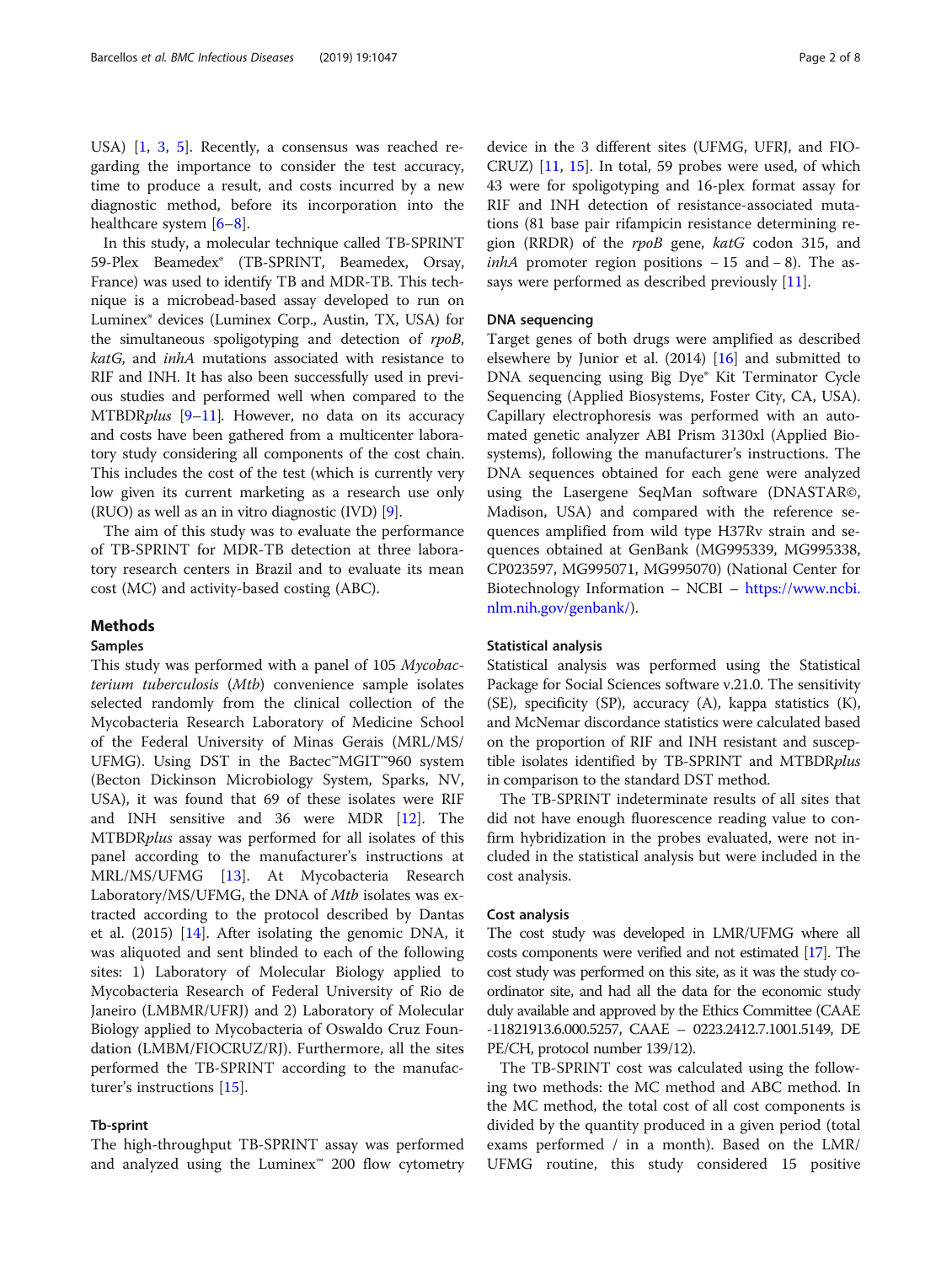USA) [1, 3, 5]. Recently, a consensus was reached regarding the importance to consider the test accuracy, time to produce a result, and costs incurred by a new diagnostic method, before its incorporation into the healthcare system [6–8].

In this study, a molecular technique called TB-SPRINT 59-Plex Beamedex® (TB-SPRINT, Beamedex, Orsay, France) was used to identify TB and MDR-TB. This technique is a microbead-based assay developed to run on Luminex® devices (Luminex Corp., Austin, TX, USA) for the simultaneous spoligotyping and detection of *rpoB*, *katG*, and *inhA* mutations associated with resistance to RIF and INH. It has also been successfully used in previous studies and performed well when compared to the MTBDR*plus* [9–11]. However, no data on its accuracy and costs have been gathered from a multicenter laboratory study considering all components of the cost chain. This includes the cost of the test (which is currently very low given its current marketing as a research use only (RUO) as well as an in vitro diagnostic (IVD) [9].

The aim of this study was to evaluate the performance of TB-SPRINT for MDR-TB detection at three laboratory research centers in Brazil and to evaluate its mean cost (MC) and activity-based costing (ABC).

## Methods

### Samples

This study was performed with a panel of 105 *Mycobacterium tuberculosis* (*Mtb*) convenience sample isolates selected randomly from the clinical collection of the Mycobacteria Research Laboratory of Medicine School of the Federal University of Minas Gerais (MRL/MS/UFMG). Using DST in the Bactec™MGIT™960 system (Becton Dickinson Microbiology System, Sparks, NV, USA), it was found that 69 of these isolates were RIF and INH sensitive and 36 were MDR [12]. The MTBDR*plus* assay was performed for all isolates of this panel according to the manufacturer's instructions at MRL/MS/UFMG [13]. At Mycobacteria Research Laboratory/MS/UFMG, the DNA of *Mtb* isolates was extracted according to the protocol described by Dantas et al. (2015) [14]. After isolating the genomic DNA, it was aliquoted and sent blinded to each of the following sites: 1) Laboratory of Molecular Biology applied to Mycobacteria Research of Federal University of Rio de Janeiro (LMBMR/UFRJ) and 2) Laboratory of Molecular Biology applied to Mycobacteria of Oswaldo Cruz Foundation (LMBM/FIOCRUZ/RJ). Furthermore, all the sites performed the TB-SPRINT according to the manufacturer's instructions [15].

### Tb-sprint

The high-throughput TB-SPRINT assay was performed and analyzed using the Luminex™ 200 flow cytometry device in the 3 different sites (UFMG, UFRJ, and FIOCRUZ) [11, 15]. In total, 59 probes were used, of which 43 were for spoligotyping and 16-plex format assay for RIF and INH detection of resistance-associated mutations (81 base pair rifampicin resistance determining region (RRDR) of the *rpoB* gene, *katG* codon 315, and *inhA* promoter region positions − 15 and − 8). The assays were performed as described previously [11].

### DNA sequencing

Target genes of both drugs were amplified as described elsewhere by Junior et al. (2014) [16] and submitted to DNA sequencing using Big Dye® Kit Terminator Cycle Sequencing (Applied Biosystems, Foster City, CA, USA). Capillary electrophoresis was performed with an automated genetic analyzer ABI Prism 3130xl (Applied Biosystems), following the manufacturer's instructions. The DNA sequences obtained for each gene were analyzed using the Lasergene SeqMan software (DNASTAR©, Madison, USA) and compared with the reference sequences amplified from wild type H37Rv strain and sequences obtained at GenBank (MG995339, MG995338, CP023597, MG995071, MG995070) (National Center for Biotechnology Information – NCBI – https://www.ncbi.nlm.nih.gov/genbank/).

### Statistical analysis

Statistical analysis was performed using the Statistical Package for Social Sciences software v.21.0. The sensitivity (SE), specificity (SP), accuracy (A), kappa statistics (K), and McNemar discordance statistics were calculated based on the proportion of RIF and INH resistant and susceptible isolates identified by TB-SPRINT and MTBDR*plus* in comparison to the standard DST method.

The TB-SPRINT indeterminate results of all sites that did not have enough fluorescence reading value to confirm hybridization in the probes evaluated, were not included in the statistical analysis but were included in the cost analysis.

### Cost analysis

The cost study was developed in LMR/UFMG where all costs components were verified and not estimated [17]. The cost study was performed on this site, as it was the study coordinator site, and had all the data for the economic study duly available and approved by the Ethics Committee (CAAE -11821913.6.000.5257, CAAE – 0223.2412.7.1001.5149, DE PE/CH, protocol number 139/12).

The TB-SPRINT cost was calculated using the following two methods: the MC method and ABC method. In the MC method, the total cost of all cost components is divided by the quantity produced in a given period (total exams performed / in a month). Based on the LMR/UFMG routine, this study considered 15 positive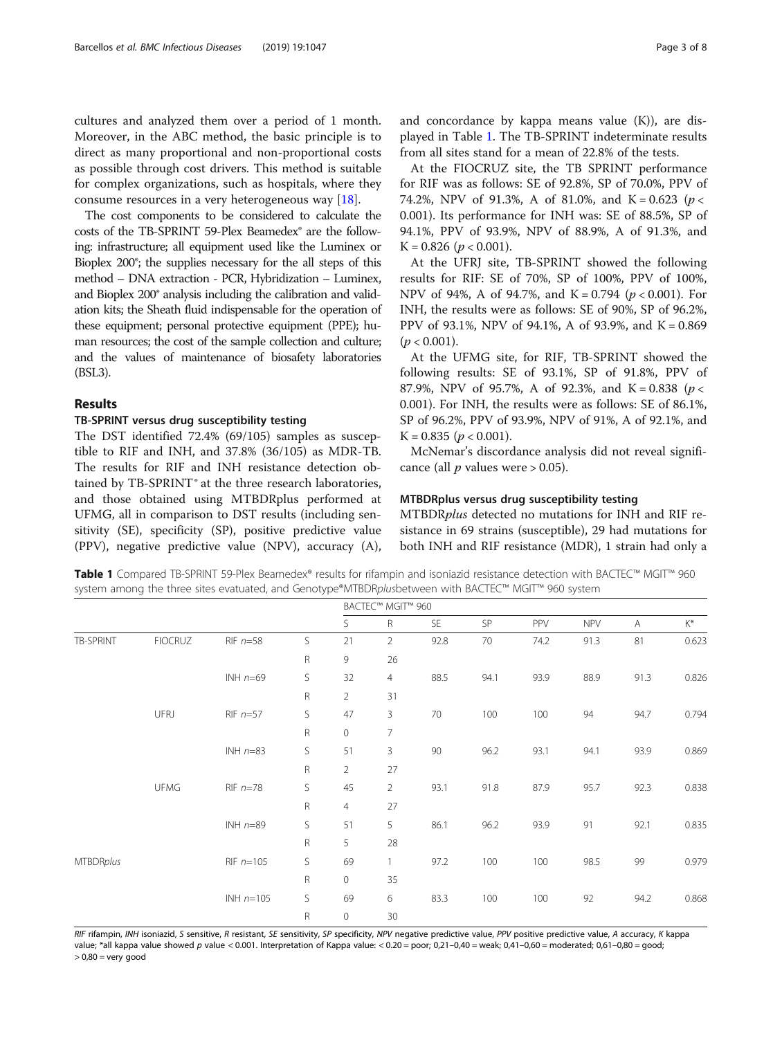cultures and analyzed them over a period of 1 month. Moreover, in the ABC method, the basic principle is to direct as many proportional and non-proportional costs as possible through cost drivers. This method is suitable for complex organizations, such as hospitals, where they consume resources in a very heterogeneous way [18].

The cost components to be considered to calculate the costs of the TB-SPRINT 59-Plex Beamedex® are the following: infrastructure; all equipment used like the Luminex or Bioplex 200®; the supplies necessary for the all steps of this method – DNA extraction - PCR, Hybridization – Luminex, and Bioplex 200® analysis including the calibration and validation kits; the Sheath fluid indispensable for the operation of these equipment; personal protective equipment (PPE); human resources; the cost of the sample collection and culture; and the values of maintenance of biosafety laboratories (BSL3).

## Results

### TB-SPRINT versus drug susceptibility testing

The DST identified 72.4% (69/105) samples as susceptible to RIF and INH, and 37.8% (36/105) as MDR-TB. The results for RIF and INH resistance detection obtained by TB-SPRINT® at the three research laboratories, and those obtained using MTBDRplus performed at UFMG, all in comparison to DST results (including sensitivity (SE), specificity (SP), positive predictive value (PPV), negative predictive value (NPV), accuracy (A), and concordance by kappa means value (K)), are displayed in Table 1. The TB-SPRINT indeterminate results from all sites stand for a mean of 22.8% of the tests.

At the FIOCRUZ site, the TB SPRINT performance for RIF was as follows: SE of 92.8%, SP of 70.0%, PPV of 74.2%, NPV of 91.3%, A of 81.0%, and K = 0.623 ($p < 0.001$). Its performance for INH was: SE of 88.5%, SP of 94.1%, PPV of 93.9%, NPV of 88.9%, A of 91.3%, and K = 0.826 ($p < 0.001$).

At the UFRJ site, TB-SPRINT showed the following results for RIF: SE of 70%, SP of 100%, PPV of 100%, NPV of 94%, A of 94.7%, and K = 0.794 ($p < 0.001$). For INH, the results were as follows: SE of 90%, SP of 96.2%, PPV of 93.1%, NPV of 94.1%, A of 93.9%, and K = 0.869 ($p < 0.001$).

At the UFMG site, for RIF, TB-SPRINT showed the following results: SE of 93.1%, SP of 91.8%, PPV of 87.9%, NPV of 95.7%, A of 92.3%, and K = 0.838 ($p < 0.001$). For INH, the results were as follows: SE of 86.1%, SP of 96.2%, PPV of 93.9%, NPV of 91%, A of 92.1%, and K = 0.835 ($p < 0.001$).

McNemar's discordance analysis did not reveal significance (all $p$ values were > 0.05).

### MTBDRplus versus drug susceptibility testing

MTBDR*plus* detected no mutations for INH and RIF resistance in 69 strains (susceptible), 29 had mutations for both INH and RIF resistance (MDR), 1 strain had only a

**Table 1** Compared TB-SPRINT 59-Plex Beamedex® results for rifampin and isoniazid resistance detection with BACTEC™ MGIT™ 960 system among the three sites evatuated, and Genotype®MTBDR*plus*between with BACTEC™ MGIT™ 960 system

| | | | | BACTEC™ MGIT™ 960 | | | | | | | |
|---|---|---|---|---|---|---|---|---|---|---|---|
| | | | | S | R | SE | SP | PPV | NPV | A | K* |
| TB-SPRINT | FIOCRUZ | RIF $n$=58 | S | 21 | 2 | 92.8 | 70 | 74.2 | 91.3 | 81 | 0.623 |
| | | | R | 9 | 26 | | | | | | |
| | | INH $n$=69 | S | 32 | 4 | 88.5 | 94.1 | 93.9 | 88.9 | 91.3 | 0.826 |
| | | | R | 2 | 31 | | | | | | |
| | UFRJ | RIF $n$=57 | S | 47 | 3 | 70 | 100 | 100 | 94 | 94.7 | 0.794 |
| | | | R | 0 | 7 | | | | | | |
| | | INH $n$=83 | S | 51 | 3 | 90 | 96.2 | 93.1 | 94.1 | 93.9 | 0.869 |
| | | | R | 2 | 27 | | | | | | |
| | UFMG | RIF $n$=78 | S | 45 | 2 | 93.1 | 91.8 | 87.9 | 95.7 | 92.3 | 0.838 |
| | | | R | 4 | 27 | | | | | | |
| | | INH $n$=89 | S | 51 | 5 | 86.1 | 96.2 | 93.9 | 91 | 92.1 | 0.835 |
| | | | R | 5 | 28 | | | | | | |
| MTBDR*plus* | | RIF $n$=105 | S | 69 | 1 | 97.2 | 100 | 100 | 98.5 | 99 | 0.979 |
| | | | R | 0 | 35 | | | | | | |
| | | INH $n$=105 | S | 69 | 6 | 83.3 | 100 | 100 | 92 | 94.2 | 0.868 |
| | | | R | 0 | 30 | | | | | | |

*RIF* rifampin, *INH* isoniazid, *S* sensitive, *R* resistant, *SE* sensitivity, *SP* specificity, *NPV* negative predictive value, *PPV* positive predictive value, *A* accuracy, *K* kappa value; *all kappa value showed $p$ value < 0.001. Interpretation of Kappa value: < 0.20 = poor; 0.21–0.40 = weak; 0.41–0.60 = moderated; 0.61–0.80 = good; > 0.80 = very good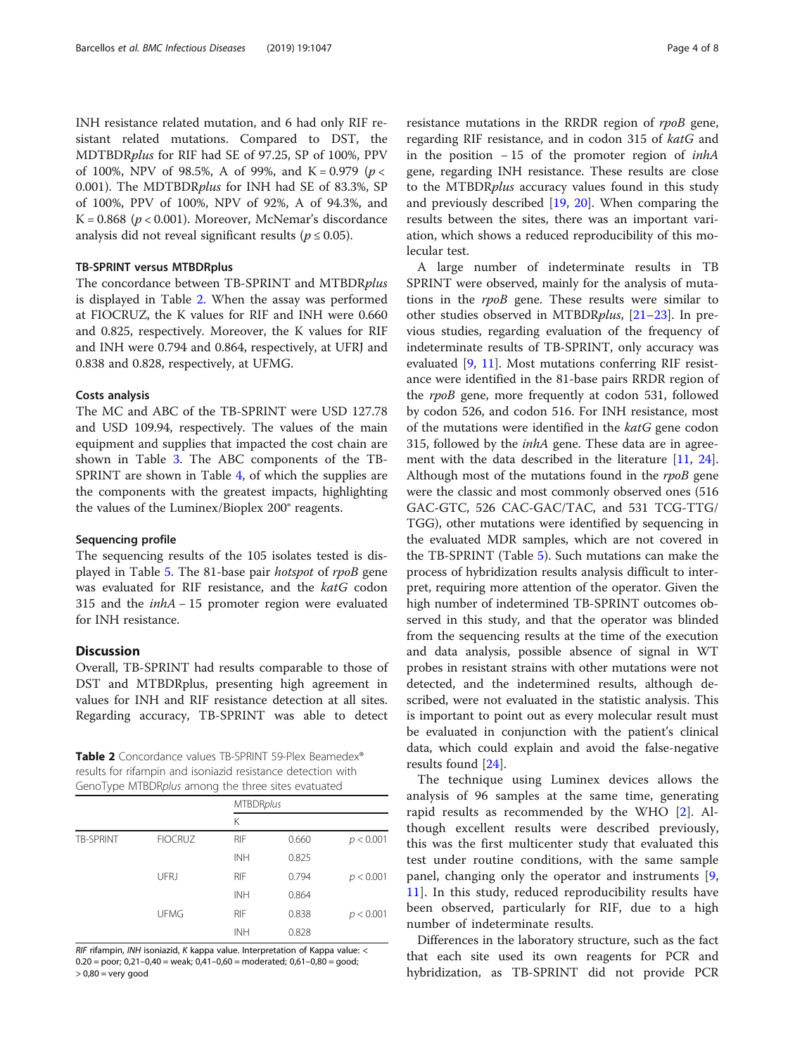INH resistance related mutation, and 6 had only RIF resistant related mutations. Compared to DST, the MDTBDR*plus* for RIF had SE of 97.25, SP of 100%, PPV of 100%, NPV of 98.5%, A of 99%, and K = 0.979 ($p < 0.001$). The MDTBDR*plus* for INH had SE of 83.3%, SP of 100%, PPV of 100%, NPV of 92%, A of 94.3%, and K = 0.868 ($p < 0.001$). Moreover, McNemar's discordance analysis did not reveal significant results ($p \leq 0.05$).

### TB-SPRINT versus MTBDRplus

The concordance between TB-SPRINT and MTBDR*plus* is displayed in Table 2. When the assay was performed at FIOCRUZ, the K values for RIF and INH were 0.660 and 0.825, respectively. Moreover, the K values for RIF and INH were 0.794 and 0.864, respectively, at UFRJ and 0.838 and 0.828, respectively, at UFMG.

### Costs analysis

The MC and ABC of the TB-SPRINT were USD 127.78 and USD 109.94, respectively. The values of the main equipment and supplies that impacted the cost chain are shown in Table 3. The ABC components of the TB-SPRINT are shown in Table 4, of which the supplies are the components with the greatest impacts, highlighting the values of the Luminex/Bioplex 200® reagents.

### Sequencing profile

The sequencing results of the 105 isolates tested is displayed in Table 5. The 81-base pair *hotspot* of *rpoB* gene was evaluated for RIF resistance, and the *katG* codon 315 and the *inhA* – 15 promoter region were evaluated for INH resistance.

## Discussion

Overall, TB-SPRINT had results comparable to those of DST and MTBDRplus, presenting high agreement in values for INH and RIF resistance detection at all sites. Regarding accuracy, TB-SPRINT was able to detect resistance mutations in the RRDR region of *rpoB* gene, regarding RIF resistance, and in codon 315 of *katG* and in the position − 15 of the promoter region of *inhA* gene, regarding INH resistance. These results are close to the MTBDR*plus* accuracy values found in this study and previously described [19, 20]. When comparing the results between the sites, there was an important variation, which shows a reduced reproducibility of this molecular test.

A large number of indeterminate results in TB SPRINT were observed, mainly for the analysis of mutations in the *rpoB* gene. These results were similar to other studies observed in MTBDR*plus*, [21–23]. In previous studies, regarding evaluation of the frequency of indeterminate results of TB-SPRINT, only accuracy was evaluated [9, 11]. Most mutations conferring RIF resistance were identified in the 81-base pairs RRDR region of the *rpoB* gene, more frequently at codon 531, followed by codon 526, and codon 516. For INH resistance, most of the mutations were identified in the *katG* gene codon 315, followed by the *inhA* gene. These data are in agreement with the data described in the literature [11, 24]. Although most of the mutations found in the *rpoB* gene were the classic and most commonly observed ones (516 GAC-GTC, 526 CAC-GAC/TAC, and 531 TCG-TTG/TGG), other mutations were identified by sequencing in the evaluated MDR samples, which are not covered in the TB-SPRINT (Table 5). Such mutations can make the process of hybridization results analysis difficult to interpret, requiring more attention of the operator. Given the high number of indetermined TB-SPRINT outcomes observed in this study, and that the operator was blinded from the sequencing results at the time of the execution and data analysis, possible absence of signal in WT probes in resistant strains with other mutations were not detected, and the indetermined results, although described, were not evaluated in the statistic analysis. This is important to point out as every molecular result must be evaluated in conjunction with the patient's clinical data, which could explain and avoid the false-negative results found [24].

The technique using Luminex devices allows the analysis of 96 samples at the same time, generating rapid results as recommended by the WHO [2]. Although excellent results were described previously, this was the first multicenter study that evaluated this test under routine conditions, with the same sample panel, changing only the operator and instruments [9, 11]. In this study, reduced reproducibility results have been observed, particularly for RIF, due to a high number of indeterminate results.

Differences in the laboratory structure, such as the fact that each site used its own reagents for PCR and hybridization, as TB-SPRINT did not provide PCR

**Table 2** Concordance values TB-SPRINT 59-Plex Beamedex® results for rifampin and isoniazid resistance detection with GenoType MTBDR*plus* among the three sites evatuated

| | | MTBDR*plus* | | |
|---|---|---|---|---|
| | | K | | |
| TB-SPRINT | FIOCRUZ | RIF | 0.660 | $p < 0.001$ |
| | | INH | 0.825 | |
| | UFRJ | RIF | 0.794 | $p < 0.001$ |
| | | INH | 0.864 | |
| | UFMG | RIF | 0.838 | $p < 0.001$ |
| | | INH | 0.828 | |

*RIF* rifampin, *INH* isoniazid, *K* kappa value. Interpretation of Kappa value: < 0.20 = poor; 0,21–0,40 = weak; 0,41–0,60 = moderated; 0,61–0,80 = good; > 0,80 = very good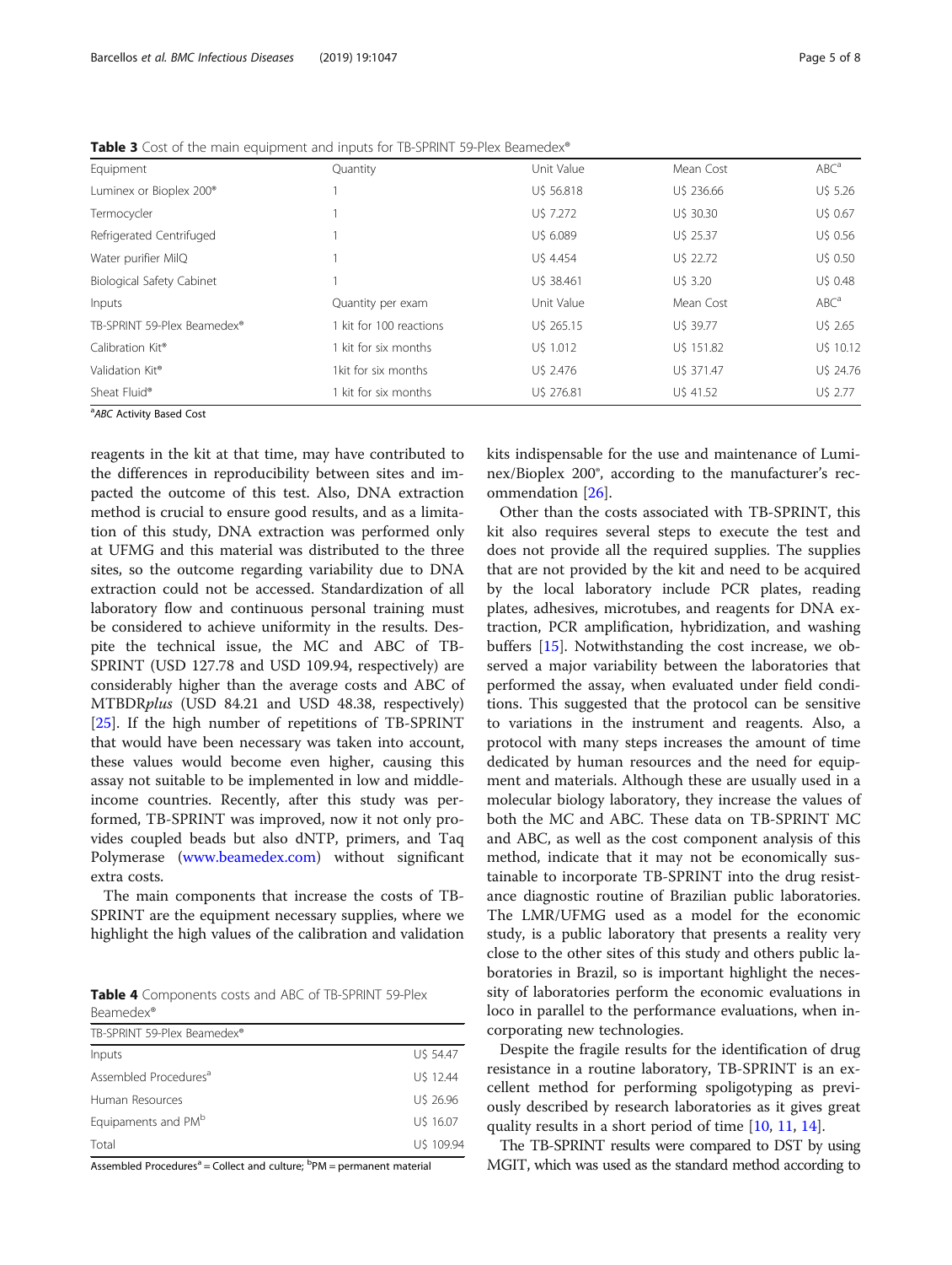**Table 3** Cost of the main equipment and inputs for TB-SPRINT 59-Plex Beamedex®

| Equipment | Quantity | Unit Value | Mean Cost | ABC[a] |
|---|---|---|---|---|
| Luminex or Bioplex 200® | 1 | U$ 56.818 | U$ 236.66 | U$ 5.26 |
| Termocycler | 1 | U$ 7.272 | U$ 30.30 | U$ 0.67 |
| Refrigerated Centrifuged | 1 | U$ 6.089 | U$ 25.37 | U$ 0.56 |
| Water purifier MilQ | 1 | U$ 4.454 | U$ 22.72 | U$ 0.50 |
| Biological Safety Cabinet | 1 | U$ 38.461 | U$ 3.20 | U$ 0.48 |
| Inputs | Quantity per exam | Unit Value | Mean Cost | ABC[a] |
| TB-SPRINT 59-Plex Beamedex® | 1 kit for 100 reactions | U$ 265.15 | U$ 39.77 | U$ 2.65 |
| Calibration Kit® | 1 kit for six months | U$ 1.012 | U$ 151.82 | U$ 10.12 |
| Validation Kit® | 1kit for six months | U$ 2.476 | U$ 371.47 | U$ 24.76 |
| Sheat Fluid® | 1 kit for six months | U$ 276.81 | U$ 41.52 | U$ 2.77 |

[a]*ABC* Activity Based Cost

reagents in the kit at that time, may have contributed to the differences in reproducibility between sites and impacted the outcome of this test. Also, DNA extraction method is crucial to ensure good results, and as a limitation of this study, DNA extraction was performed only at UFMG and this material was distributed to the three sites, so the outcome regarding variability due to DNA extraction could not be accessed. Standardization of all laboratory flow and continuous personal training must be considered to achieve uniformity in the results. Despite the technical issue, the MC and ABC of TB-SPRINT (USD 127.78 and USD 109.94, respectively) are considerably higher than the average costs and ABC of MTBDR*plus* (USD 84.21 and USD 48.38, respectively) [25]. If the high number of repetitions of TB-SPRINT that would have been necessary was taken into account, these values would become even higher, causing this assay not suitable to be implemented in low and middle-income countries. Recently, after this study was performed, TB-SPRINT was improved, now it not only provides coupled beads but also dNTP, primers, and Taq Polymerase (www.beamedex.com) without significant extra costs.

The main components that increase the costs of TB-SPRINT are the equipment necessary supplies, where we highlight the high values of the calibration and validation kits indispensable for the use and maintenance of Luminex/Bioplex 200®, according to the manufacturer's recommendation [26].

Other than the costs associated with TB-SPRINT, this kit also requires several steps to execute the test and does not provide all the required supplies. The supplies that are not provided by the kit and need to be acquired by the local laboratory include PCR plates, reading plates, adhesives, microtubes, and reagents for DNA extraction, PCR amplification, hybridization, and washing buffers [15]. Notwithstanding the cost increase, we observed a major variability between the laboratories that performed the assay, when evaluated under field conditions. This suggested that the protocol can be sensitive to variations in the instrument and reagents. Also, a protocol with many steps increases the amount of time dedicated by human resources and the need for equipment and materials. Although these are usually used in a molecular biology laboratory, they increase the values of both the MC and ABC. These data on TB-SPRINT MC and ABC, as well as the cost component analysis of this method, indicate that it may not be economically sustainable to incorporate TB-SPRINT into the drug resistance diagnostic routine of Brazilian public laboratories. The LMR/UFMG used as a model for the economic study, is a public laboratory that presents a reality very close to the other sites of this study and others public laboratories in Brazil, so is important highlight the necessity of laboratories perform the economic evaluations in loco in parallel to the performance evaluations, when incorporating new technologies.

Despite the fragile results for the identification of drug resistance in a routine laboratory, TB-SPRINT is an excellent method for performing spoligotyping as previously described by research laboratories as it gives great quality results in a short period of time [10, 11, 14].

The TB-SPRINT results were compared to DST by using MGIT, which was used as the standard method according to

**Table 4** Components costs and ABC of TB-SPRINT 59-Plex Beamedex®

| TB-SPRINT 59-Plex Beamedex® | |
|---|---|
| Inputs | U$ 54.47 |
| Assembled Procedures[a] | U$ 12.44 |
| Human Resources | U$ 26.96 |
| Equipaments and PM[b] | U$ 16.07 |
| Total | U$ 109.94 |

Assembled Procedures[a] = Collect and culture; [b]PM = permanent material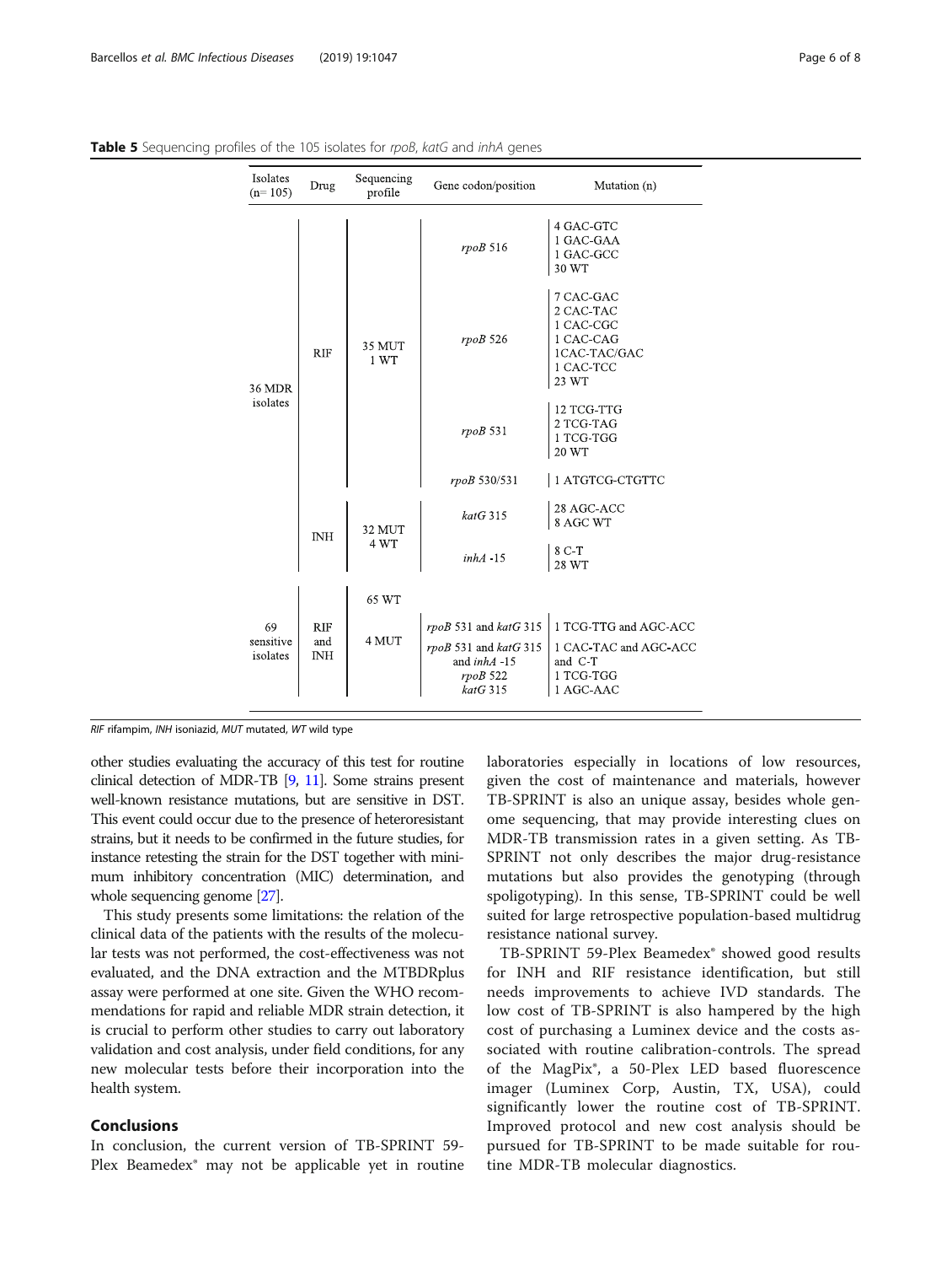**Table 5** Sequencing profiles of the 105 isolates for *rpoB*, *katG* and *inhA* genes

| Isolates (n= 105) | Drug | Sequencing profile | Gene codon/position | Mutation (n) |
|---|---|---|---|---|
| 36 MDR isolates | RIF | 35 MUT 1 WT | *rpoB* 516 | 4 GAC-GTC<br>1 GAC-GAA<br>1 GAC-GCC<br>30 WT |
| | | | *rpoB* 526 | 7 CAC-GAC<br>2 CAC-TAC<br>1 CAC-CGC<br>1 CAC-CAG<br>1CAC-TAC/GAC<br>1 CAC-TCC<br>23 WT |
| | | | *rpoB* 531 | 12 TCG-TTG<br>2 TCG-TAG<br>1 TCG-TGG<br>20 WT |
| | | | *rpoB* 530/531 | 1 ATGTCG-CTGTTC |
| | INH | 32 MUT 4 WT | *katG* 315 | 28 AGC-ACC<br>8 AGC WT |
| | | | *inhA* -15 | 8 C-T<br>28 WT |
| 69 sensitive isolates | RIF and INH | 65 WT | | |
| | | 4 MUT | *rpoB* 531 and *katG* 315 | 1 TCG-TTG and AGC-ACC |
| | | | *rpoB* 531 and *katG* 315 and *inhA* -15 | 1 CAC-TAC and AGC-ACC and C-T |
| | | | *rpoB* 522 | 1 TCG-TGG |
| | | | *katG* 315 | 1 AGC-AAC |

*RIF* rifampim, *INH* isoniazid, *MUT* mutated, *WT* wild type

other studies evaluating the accuracy of this test for routine clinical detection of MDR-TB [9, 11]. Some strains present well-known resistance mutations, but are sensitive in DST. This event could occur due to the presence of heteroresistant strains, but it needs to be confirmed in the future studies, for instance retesting the strain for the DST together with minimum inhibitory concentration (MIC) determination, and whole sequencing genome [27].

This study presents some limitations: the relation of the clinical data of the patients with the results of the molecular tests was not performed, the cost-effectiveness was not evaluated, and the DNA extraction and the MTBDRplus assay were performed at one site. Given the WHO recommendations for rapid and reliable MDR strain detection, it is crucial to perform other studies to carry out laboratory validation and cost analysis, under field conditions, for any new molecular tests before their incorporation into the health system.

## Conclusions

In conclusion, the current version of TB-SPRINT 59-Plex Beamedex® may not be applicable yet in routine laboratories especially in locations of low resources, given the cost of maintenance and materials, however TB-SPRINT is also an unique assay, besides whole genome sequencing, that may provide interesting clues on MDR-TB transmission rates in a given setting. As TB-SPRINT not only describes the major drug-resistance mutations but also provides the genotyping (through spoligotyping). In this sense, TB-SPRINT could be well suited for large retrospective population-based multidrug resistance national survey.

TB-SPRINT 59-Plex Beamedex® showed good results for INH and RIF resistance identification, but still needs improvements to achieve IVD standards. The low cost of TB-SPRINT is also hampered by the high cost of purchasing a Luminex device and the costs associated with routine calibration-controls. The spread of the MagPix®, a 50-Plex LED based fluorescence imager (Luminex Corp, Austin, TX, USA), could significantly lower the routine cost of TB-SPRINT. Improved protocol and new cost analysis should be pursued for TB-SPRINT to be made suitable for routine MDR-TB molecular diagnostics.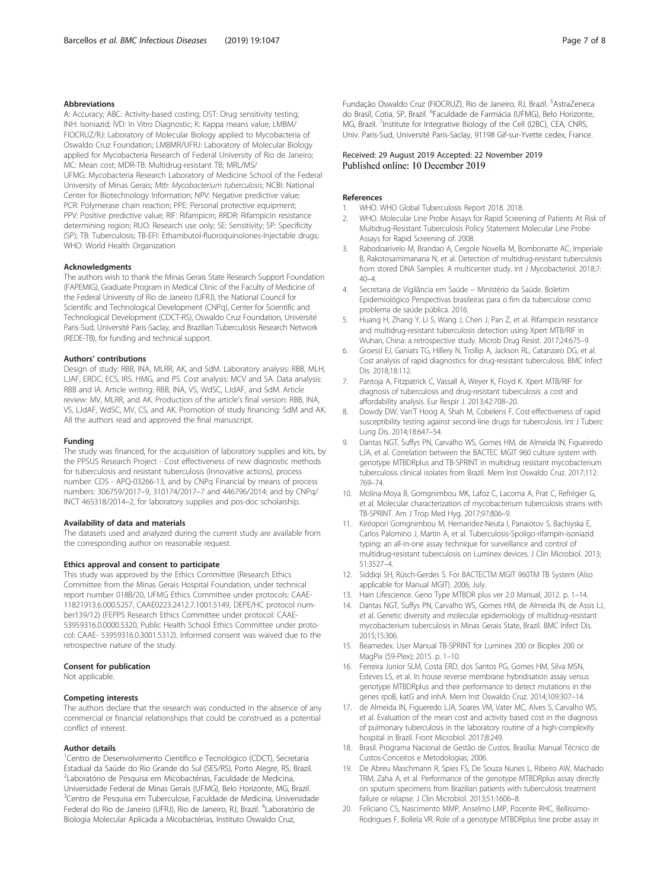## Abbreviations

A: Accuracy; ABC: Activity-based costing; DST: Drug sensitivity testing; INH: Isoniazid; IVD: In Vitro Diagnostic; K: Kappa means value; LMBM/FIOCRUZ/RJ: Laboratory of Molecular Biology applied to Mycobacteria of Oswaldo Cruz Foundation; LMBMR/UFRJ: Laboratory of Molecular Biology applied for Mycobacteria Research of Federal University of Rio de Janeiro; MC: Mean cost; MDR-TB: Multidrug-resistant TB; MRL/MS/UFMG: Mycobacteria Research Laboratory of Medicine School of the Federal University of Minas Gerais; *Mtb*: *Mycobacterium tuberculosis*; NCBI: National Center for Biotechnology Information; NPV: Negative predictive value; PCR: Polymerase chain reaction; PPE: Personal protective equipment; PPV: Positive predictive value; RIF: Rifampicin; RRDR: Rifampicin resistance determining region; RUO: Research use only; SE: Sensitivity; SP: Specificity (SP); TB: Tuberculosis; TB-EFI: Ethambutol-fluoroquinolones-Injectable drugs; WHO: World Health Organization

## Acknowledgments

The authors wish to thank the Minas Gerais State Research Support Foundation (FAPEMIG), Graduate Program in Medical Clinic of the Faculty of Medicine of the Federal University of Rio de Janeiro (UFRJ), the National Council for Scientific and Technological Development (CNPq), Center for Scientific and Technological Development (CDCT-RS), Oswaldo Cruz Foundation, Université Paris-Sud, Université Paris-Saclay, and Brazilian Tuberculosis Research Network (REDE-TB), for funding and technical support.

## Authors' contributions

Design of study: RBB, INA, MLRR, AK, and SdM. Laboratory analysis: RBB, MLH, LJAF, ERDC, ECS, IRS, HMG, and PS. Cost analysis: MCV and SA. Data analysis: RBB and IA. Article writing: RBB, INA, VS, WdSC, LJdAF, and SdM. Article review: MV, MLRR, and AK. Production of the article's final version: RBB, INA, VS, LJdAF, WdSC, MV, CS, and AK. Promotion of study financing: SdM and AK. All the authors read and approved the final manuscript.

## Funding

The study was financed, for the acquisition of laboratory supplies and kits, by the PPSUS Research Project - Cost effectiveness of new diagnostic methods for tuberculosis and resistant tuberculosis (Innovative actions), process number: CDS - APQ-03266-13, and by CNPq Financial by means of process numbers: 306759/2017–9, 310174/2017–7 and 446796/2014; and by CNPq/INCT 465318/2014–2, for laboratory supplies and pos-doc scholarship.

## Availability of data and materials

The datasets used and analyzed during the current study are available from the corresponding author on reasonable request.

## Ethics approval and consent to participate

This study was approved by the Ethics Committee (Research Ethics Committee from the Minas Gerais Hospital Foundation, under technical report number 018B/20, UFMG Ethics Committee under protocols: CAAE-11821913.6.000.5257, CAAE0223.2412.7.1001.5149, DEPE/HC protocol number139/12) (FEPPS Research Ethics Committee under protocol: CAAE-53959316.0.0000.5320, Public Health School Ethics Committee under protocol: CAAE- 53959316.0.3001.5312). Informed consent was waived due to the retrospective nature of the study.

## Consent for publication

Not applicable.

## Competing interests

The authors declare that the research was conducted in the absence of any commercial or financial relationships that could be construed as a potential conflict of interest.

## Author details

[1]Centro de Desenvolvimento Científico e Tecnológico (CDCT), Secretaria Estadual da Saúde do Rio Grande do Sul (SES/RS), Porto Alegre, RS, Brazil. [2]Laboratório de Pesquisa em Micobactérias, Faculdade de Medicina, Universidade Federal de Minas Gerais (UFMG), Belo Horizonte, MG, Brazil. [3]Centro de Pesquisa em Tuberculose, Faculdade de Medicina, Universidade Federal do Rio de Janeiro (UFRJ), Rio de Janeiro, RJ, Brazil. [4]Laboratório de Biologia Molecular Aplicada a Micobactérias, Instituto Oswaldo Cruz, Fundação Oswaldo Cruz (FIOCRUZ), Rio de Janeiro, RJ, Brazil. [5]AstraZeneca do Brasil, Cotia, SP, Brazil. [6]Faculdade de Farmácia (UFMG), Belo Horizonte, MG, Brazil. [7]Institute for Integrative Biology of the Cell (I2BC), CEA, CNRS, Univ. Paris-Sud, Université Paris-Saclay, 91198 Gif-sur-Yvette cedex, France.

Received: 29 August 2019 Accepted: 22 November 2019
Published online: 10 December 2019

## References

1. WHO. WHO Global Tuberculosis Report 2018. 2018.
2. WHO. Molecular Line Probe Assays for Rapid Screening of Patients At Risk of Multidrug-Resistant Tuberculosis Policy Statement Molecular Line Probe Assays for Rapid Screening of. 2008.
3. Rabodoarivelo M, Brandao A, Cergole Novella M, Bombonatte AC, Imperiale B, Rakotosamimanana N, et al. Detection of multidrug-resistant tuberculosis from stored DNA Samples: A multicenter study. Int J Mycobacteriol. 2018;7:40–4.
4. Secretaria de Vigilância em Saúde – Ministério da Saúde. Boletim Epidemiológico Perspectivas brasileiras para o fim da tuberculose como problema de saúde pública. 2016.
5. Huang H, Zhang Y, Li S, Wang J, Chen J, Pan Z, et al. Rifampicin resistance and multidrug-resistant tuberculosis detection using Xpert MTB/RIF in Wuhan, China: a retrospective study. Microb Drug Resist. 2017;24:675–9.
6. Groessl EJ, Ganiats TG, Hillery N, Trollip A, Jackson RL, Catanzaro DG, et al. Cost analysis of rapid diagnostics for drug-resistant tuberculosis. BMC Infect Dis. 2018;18:112.
7. Pantoja A, Fitzpatrick C, Vassall A, Weyer K, Floyd K. Xpert MTB/RIF for diagnosis of tuberculosis and drug-resistant tuberculosis: a cost and affordability analysis. Eur Respir J. 2013;42:708–20.
8. Dowdy DW, Van'T Hoog A, Shah M, Cobelens F. Cost-effectiveness of rapid susceptibility testing against second-line drugs for tuberculosis. Int J Tuberc Lung Dis. 2014;18:647–54.
9. Dantas NGT, Suffys PN, Carvalho WS, Gomes HM, de Almeida IN, Figueiredo LJA, et al. Correlation between the BACTEC MGIT 960 culture system with genotype MTBDRplus and TB-SPRINT in multidrug resistant mycobacterium tuberculosis clinical isolates from Brazil. Mem Inst Oswaldo Cruz. 2017;112:769–74.
10. Molina-Moya B, Gomgnimbou MK, Lafoz C, Lacoma A, Prat C, Refrégier G, et al. Molecular characterization of mycobacterium tuberculosis strains with TB-SPRINT. Am J Trop Med Hyg. 2017;97:806–9.
11. Kiréopori Gomgnimbou M, Hernandez-Neuta I, Panaiotov S, Bachiyska E, Carlos Palomino J, Martin A, et al. Tuberculosis-Spoligo-rifampin-isoniazid typing: an all-in-one assay technique for surveillance and control of multidrug-resistant tuberculosis on Luminex devices. J Clin Microbiol. 2013; 51:3527–4.
12. Siddiqi SH, Rüsch-Gerdes S. For BACTECTM MGIT 960TM TB System (Also applicable for Manual MGIT). 2006; July.
13. Hain Lifescience. Geno Type MTBDR plus ver 2.0 Manual; 2012. p. 1–14.
14. Dantas NGT, Suffys PN, Carvalho WS, Gomes HM, de Almeida IN, de Assis LJ, et al. Genetic diversity and molecular epidemiology of multidrug-resistant mycobacterium tuberculosis in Minas Gerais State, Brazil. BMC Infect Dis. 2015;15:306.
15. Beamedex. User Manual TB-SPRINT for Luminex 200 or Bioplex 200 or MagPix (59-Plex); 2015. p. 1–10.
16. Ferreira Junior SLM, Costa ERD, dos Santos PG, Gomes HM, Silva MSN, Esteves LS, et al. In house reverse membrane hybridisation assay versus genotype MTBDRplus and their performance to detect mutations in the genes rpoB, katG and inhA. Mem Inst Oswaldo Cruz. 2014;109:307–14.
17. de Almeida IN, Figueredo LJA, Soares VM, Vater MC, Alves S, Carvalho WS, et al. Evaluation of the mean cost and activity based cost in the diagnosis of pulmonary tuberculosis in the laboratory routine of a high-complexity hospital in Brazil. Front Microbiol. 2017;8:249.
18. Brasil. Programa Nacional de Gestão de Custos. Brasília: Manual Técnico de Custos-Conceitos e Metodologias; 2006.
19. De Abreu Maschmann R, Spies FS, De Souza Nunes L, Ribeiro AW, Machado TRM, Zaha A, et al. Performance of the genotype MTBDRplus assay directly on sputum specimens from Brazilian patients with tuberculosis treatment failure or relapse. J Clin Microbiol. 2013;51:1606–8.
20. Feliciano CS, Nascimento MMP, Anselmo LMP, Pocente RHC, Bellissimo-Rodrigues F, Bollela VR. Role of a genotype MTBDRplus line probe assay in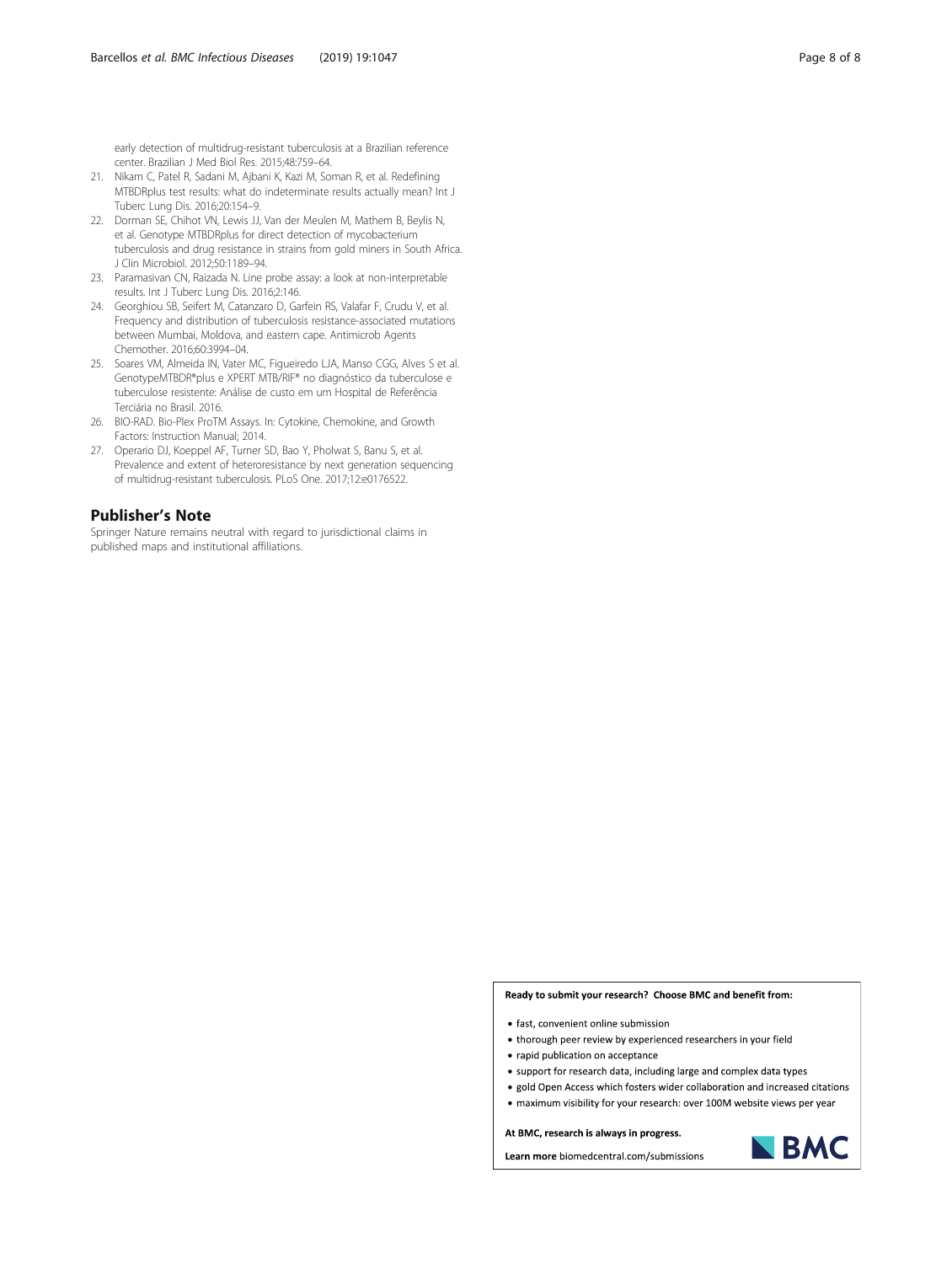early detection of multidrug-resistant tuberculosis at a Brazilian reference center. Brazilian J Med Biol Res. 2015;48:759–64.

21. Nikam C, Patel R, Sadani M, Ajbani K, Kazi M, Soman R, et al. Redefining MTBDRplus test results: what do indeterminate results actually mean? Int J Tuberc Lung Dis. 2016;20:154–9.
22. Dorman SE, Chihot VN, Lewis JJ, Van der Meulen M, Mathem B, Beylis N, et al. Genotype MTBDRplus for direct detection of mycobacterium tuberculosis and drug resistance in strains from gold miners in South Africa. J Clin Microbiol. 2012;50:1189–94.
23. Paramasivan CN, Raizada N. Line probe assay: a look at non-interpretable results. Int J Tuberc Lung Dis. 2016;2:146.
24. Georghiou SB, Seifert M, Catanzaro D, Garfein RS, Valafar F, Crudu V, et al. Frequency and distribution of tuberculosis resistance-associated mutations between Mumbai, Moldova, and eastern cape. Antimicrob Agents Chemother. 2016;60:3994–04.
25. Soares VM, Almeida IN, Vater MC, Figueiredo LJA, Manso CGG, Alves S et al. GenotypeMTBDR®plus e XPERT MTB/RIF® no diagnóstico da tuberculose e tuberculose resistente: Análise de custo em um Hospital de Referência Terciária no Brasil. 2016.
26. BIO-RAD. Bio-Plex ProTM Assays. In: Cytokine, Chemokine, and Growth Factors: Instruction Manual; 2014.
27. Operario DJ, Koeppel AF, Turner SD, Bao Y, Pholwat S, Banu S, et al. Prevalence and extent of heteroresistance by next generation sequencing of multidrug-resistant tuberculosis. PLoS One. 2017;12:e0176522.

## Publisher's Note

Springer Nature remains neutral with regard to jurisdictional claims in published maps and institutional affiliations.

**Ready to submit your research? Choose BMC and benefit from:**

- fast, convenient online submission
- thorough peer review by experienced researchers in your field
- rapid publication on acceptance
- support for research data, including large and complex data types
- gold Open Access which fosters wider collaboration and increased citations
- maximum visibility for your research: over 100M website views per year

**At BMC, research is always in progress.**

**Learn more** biomedcentral.com/submissions

BMC